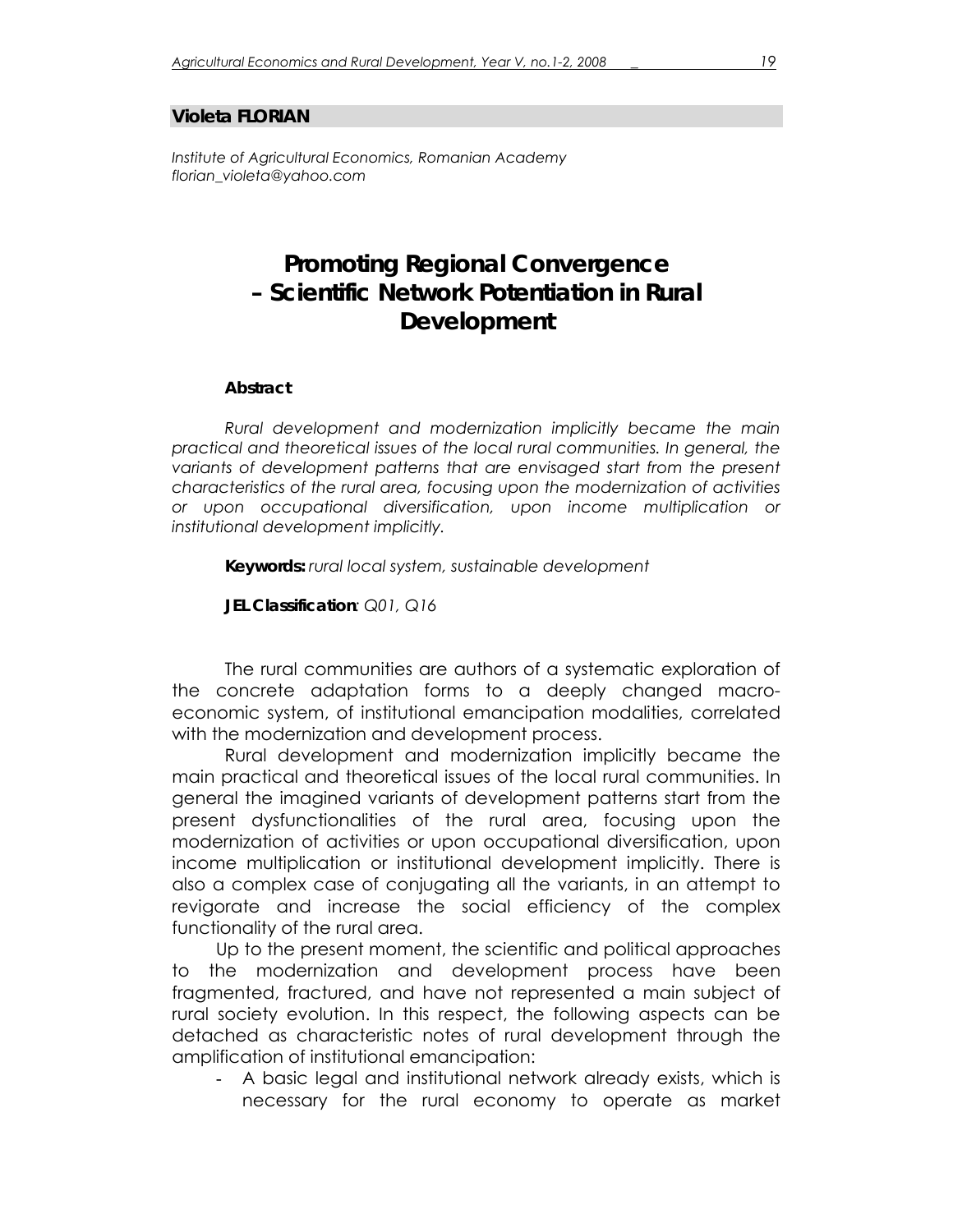**Violeta FLORIAN**

*Institute of Agricultural Economics, Romanian Academy*
*florian_violeta@yahoo.com*

# Promoting Regional Convergence – Scientific Network Potentiation in Rural Development

**Abstract**

*Rural development and modernization implicitly became the main practical and theoretical issues of the local rural communities. In general, the variants of development patterns that are envisaged start from the present characteristics of the rural area, focusing upon the modernization of activities or upon occupational diversification, upon income multiplication or institutional development implicitly.*

**Keywords:** *rural local system, sustainable development*

**JEL Classification**: *Q01, Q16*

The rural communities are authors of a systematic exploration of the concrete adaptation forms to a deeply changed macro-economic system, of institutional emancipation modalities, correlated with the modernization and development process.

Rural development and modernization implicitly became the main practical and theoretical issues of the local rural communities. In general the imagined variants of development patterns start from the present dysfunctionalities of the rural area, focusing upon the modernization of activities or upon occupational diversification, upon income multiplication or institutional development implicitly. There is also a complex case of conjugating all the variants, in an attempt to revigorate and increase the social efficiency of the complex functionality of the rural area.

Up to the present moment, the scientific and political approaches to the modernization and development process have been fragmented, fractured, and have not represented a main subject of rural society evolution. In this respect, the following aspects can be detached as characteristic notes of rural development through the amplification of institutional emancipation:

- A basic legal and institutional network already exists, which is necessary for the rural economy to operate as market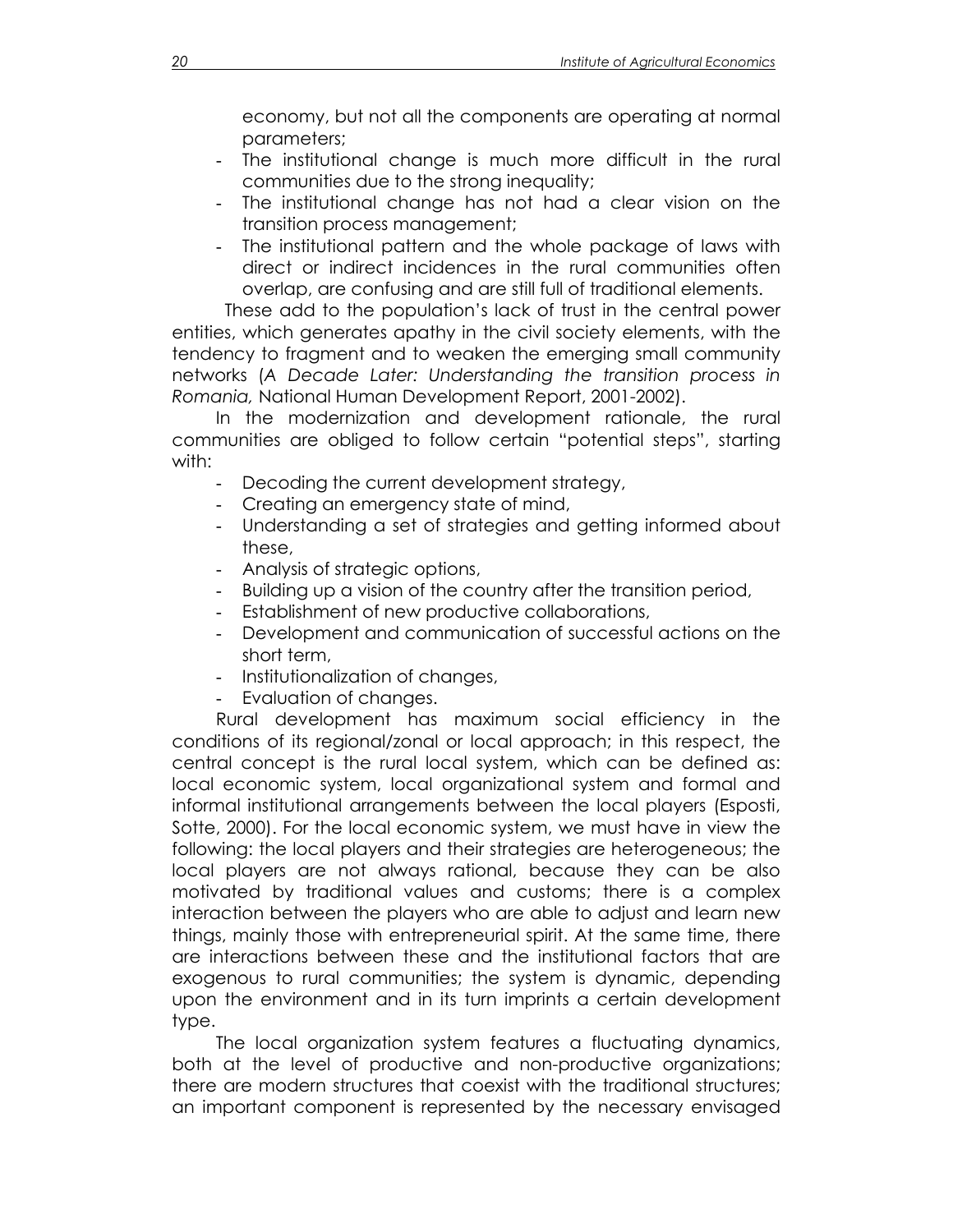economy, but not all the components are operating at normal parameters;

- The institutional change is much more difficult in the rural communities due to the strong inequality;
- The institutional change has not had a clear vision on the transition process management;
- The institutional pattern and the whole package of laws with direct or indirect incidences in the rural communities often overlap, are confusing and are still full of traditional elements.

These add to the population's lack of trust in the central power entities, which generates apathy in the civil society elements, with the tendency to fragment and to weaken the emerging small community networks (*A Decade Later: Understanding the transition process in Romania,* National Human Development Report, 2001-2002).

In the modernization and development rationale, the rural communities are obliged to follow certain "potential steps", starting with:

- Decoding the current development strategy,
- Creating an emergency state of mind,
- Understanding a set of strategies and getting informed about these,
- Analysis of strategic options,
- Building up a vision of the country after the transition period,
- Establishment of new productive collaborations,
- Development and communication of successful actions on the short term,
- Institutionalization of changes,
- Evaluation of changes.

Rural development has maximum social efficiency in the conditions of its regional/zonal or local approach; in this respect, the central concept is the rural local system, which can be defined as: local economic system, local organizational system and formal and informal institutional arrangements between the local players (Esposti, Sotte, 2000). For the local economic system, we must have in view the following: the local players and their strategies are heterogeneous; the local players are not always rational, because they can be also motivated by traditional values and customs; there is a complex interaction between the players who are able to adjust and learn new things, mainly those with entrepreneurial spirit. At the same time, there are interactions between these and the institutional factors that are exogenous to rural communities; the system is dynamic, depending upon the environment and in its turn imprints a certain development type.

The local organization system features a fluctuating dynamics, both at the level of productive and non-productive organizations; there are modern structures that coexist with the traditional structures; an important component is represented by the necessary envisaged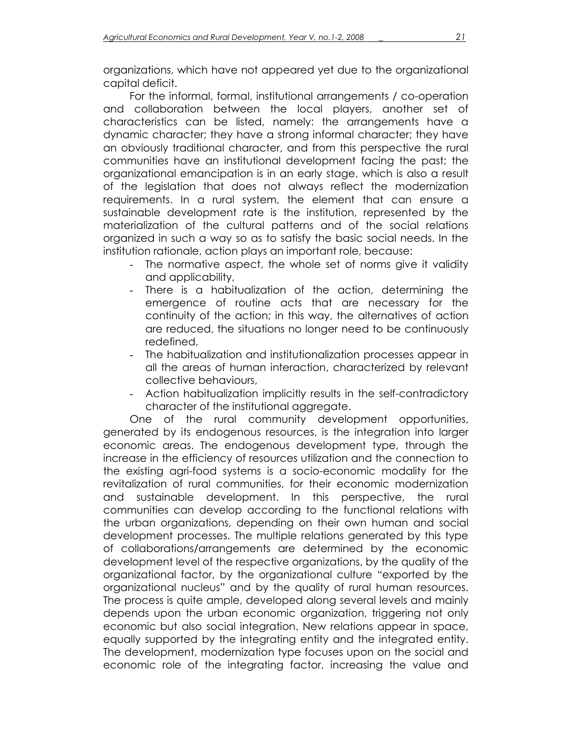organizations, which have not appeared yet due to the organizational capital deficit.

For the informal, formal, institutional arrangements / co-operation and collaboration between the local players, another set of characteristics can be listed, namely: the arrangements have a dynamic character; they have a strong informal character; they have an obviously traditional character, and from this perspective the rural communities have an institutional development facing the past; the organizational emancipation is in an early stage, which is also a result of the legislation that does not always reflect the modernization requirements. In a rural system, the element that can ensure a sustainable development rate is the institution, represented by the materialization of the cultural patterns and of the social relations organized in such a way so as to satisfy the basic social needs. In the institution rationale, action plays an important role, because:

- The normative aspect, the whole set of norms give it validity and applicability,
- There is a habitualization of the action, determining the emergence of routine acts that are necessary for the continuity of the action; in this way, the alternatives of action are reduced, the situations no longer need to be continuously redefined,
- The habitualization and institutionalization processes appear in all the areas of human interaction, characterized by relevant collective behaviours,
- Action habitualization implicitly results in the self-contradictory character of the institutional aggregate.

One of the rural community development opportunities, generated by its endogenous resources, is the integration into larger economic areas. The endogenous development type, through the increase in the efficiency of resources utilization and the connection to the existing agri-food systems is a socio-economic modality for the revitalization of rural communities, for their economic modernization and sustainable development. In this perspective, the rural communities can develop according to the functional relations with the urban organizations, depending on their own human and social development processes. The multiple relations generated by this type of collaborations/arrangements are determined by the economic development level of the respective organizations, by the quality of the organizational factor, by the organizational culture "exported by the organizational nucleus" and by the quality of rural human resources. The process is quite ample, developed along several levels and mainly depends upon the urban economic organization, triggering not only economic but also social integration. New relations appear in space, equally supported by the integrating entity and the integrated entity. The development, modernization type focuses upon on the social and economic role of the integrating factor, increasing the value and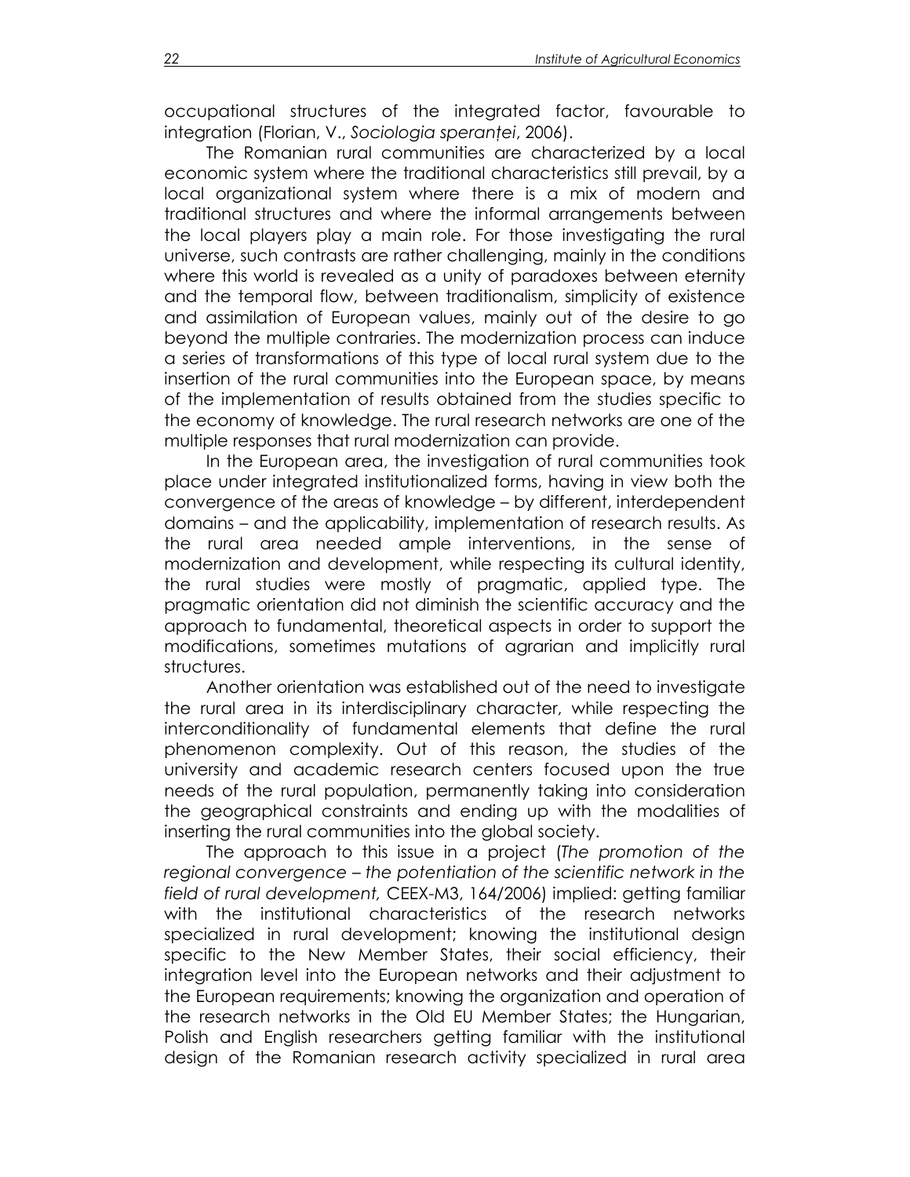occupational structures of the integrated factor, favourable to integration (Florian, V., *Sociologia speranței*, 2006).

The Romanian rural communities are characterized by a local economic system where the traditional characteristics still prevail, by a local organizational system where there is a mix of modern and traditional structures and where the informal arrangements between the local players play a main role. For those investigating the rural universe, such contrasts are rather challenging, mainly in the conditions where this world is revealed as a unity of paradoxes between eternity and the temporal flow, between traditionalism, simplicity of existence and assimilation of European values, mainly out of the desire to go beyond the multiple contraries. The modernization process can induce a series of transformations of this type of local rural system due to the insertion of the rural communities into the European space, by means of the implementation of results obtained from the studies specific to the economy of knowledge. The rural research networks are one of the multiple responses that rural modernization can provide.

In the European area, the investigation of rural communities took place under integrated institutionalized forms, having in view both the convergence of the areas of knowledge – by different, interdependent domains – and the applicability, implementation of research results. As the rural area needed ample interventions, in the sense of modernization and development, while respecting its cultural identity, the rural studies were mostly of pragmatic, applied type. The pragmatic orientation did not diminish the scientific accuracy and the approach to fundamental, theoretical aspects in order to support the modifications, sometimes mutations of agrarian and implicitly rural structures.

Another orientation was established out of the need to investigate the rural area in its interdisciplinary character, while respecting the interconditionality of fundamental elements that define the rural phenomenon complexity. Out of this reason, the studies of the university and academic research centers focused upon the true needs of the rural population, permanently taking into consideration the geographical constraints and ending up with the modalities of inserting the rural communities into the global society.

The approach to this issue in a project (*The promotion of the regional convergence – the potentiation of the scientific network in the field of rural development,* CEEX-M3, 164/2006) implied: getting familiar with the institutional characteristics of the research networks specialized in rural development; knowing the institutional design specific to the New Member States, their social efficiency, their integration level into the European networks and their adjustment to the European requirements; knowing the organization and operation of the research networks in the Old EU Member States; the Hungarian, Polish and English researchers getting familiar with the institutional design of the Romanian research activity specialized in rural area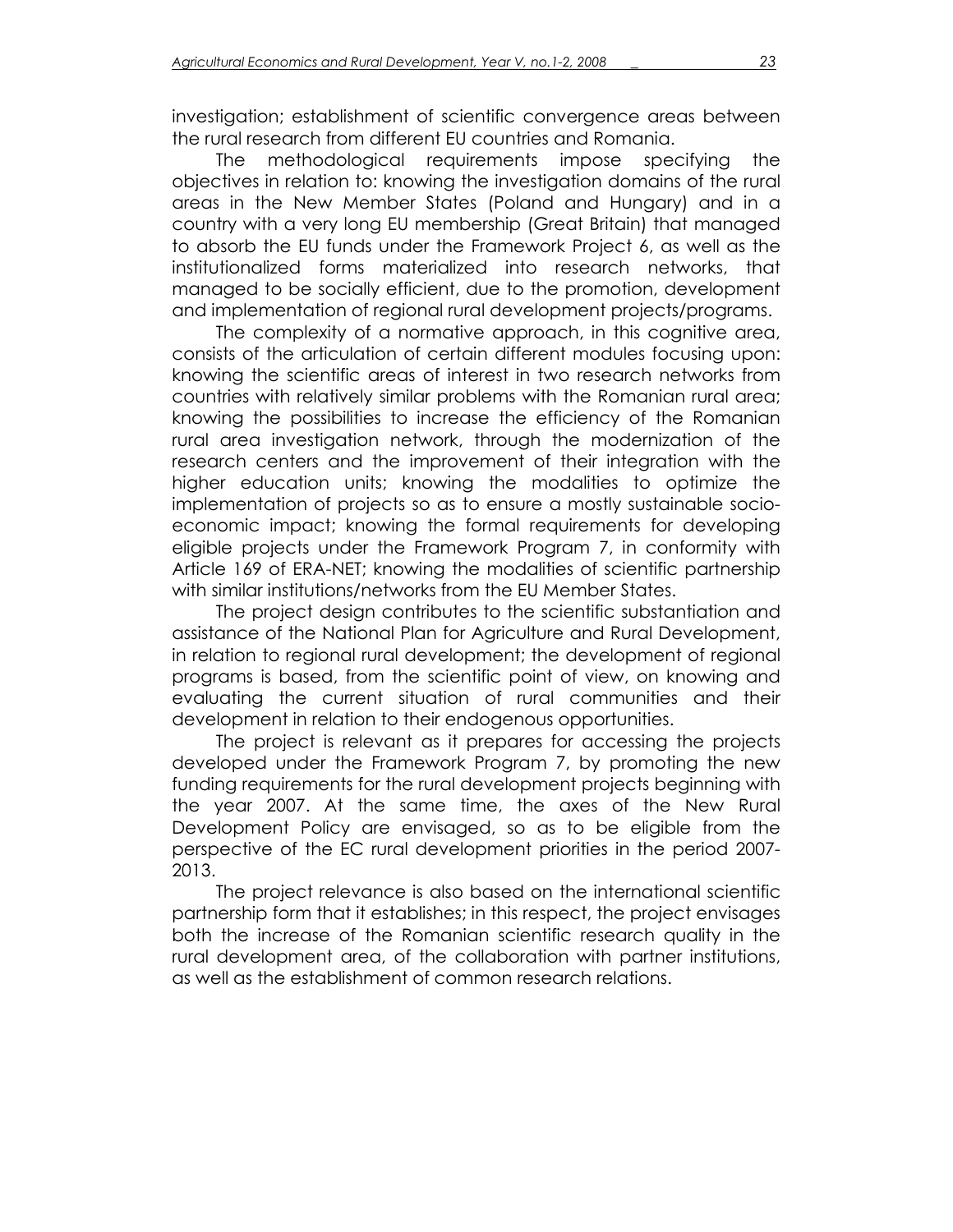investigation; establishment of scientific convergence areas between the rural research from different EU countries and Romania.

The methodological requirements impose specifying the objectives in relation to: knowing the investigation domains of the rural areas in the New Member States (Poland and Hungary) and in a country with a very long EU membership (Great Britain) that managed to absorb the EU funds under the Framework Project 6, as well as the institutionalized forms materialized into research networks, that managed to be socially efficient, due to the promotion, development and implementation of regional rural development projects/programs.

The complexity of a normative approach, in this cognitive area, consists of the articulation of certain different modules focusing upon: knowing the scientific areas of interest in two research networks from countries with relatively similar problems with the Romanian rural area; knowing the possibilities to increase the efficiency of the Romanian rural area investigation network, through the modernization of the research centers and the improvement of their integration with the higher education units; knowing the modalities to optimize the implementation of projects so as to ensure a mostly sustainable socio-economic impact; knowing the formal requirements for developing eligible projects under the Framework Program 7, in conformity with Article 169 of ERA-NET; knowing the modalities of scientific partnership with similar institutions/networks from the EU Member States.

The project design contributes to the scientific substantiation and assistance of the National Plan for Agriculture and Rural Development, in relation to regional rural development; the development of regional programs is based, from the scientific point of view, on knowing and evaluating the current situation of rural communities and their development in relation to their endogenous opportunities.

The project is relevant as it prepares for accessing the projects developed under the Framework Program 7, by promoting the new funding requirements for the rural development projects beginning with the year 2007. At the same time, the axes of the New Rural Development Policy are envisaged, so as to be eligible from the perspective of the EC rural development priorities in the period 2007-2013.

The project relevance is also based on the international scientific partnership form that it establishes; in this respect, the project envisages both the increase of the Romanian scientific research quality in the rural development area, of the collaboration with partner institutions, as well as the establishment of common research relations.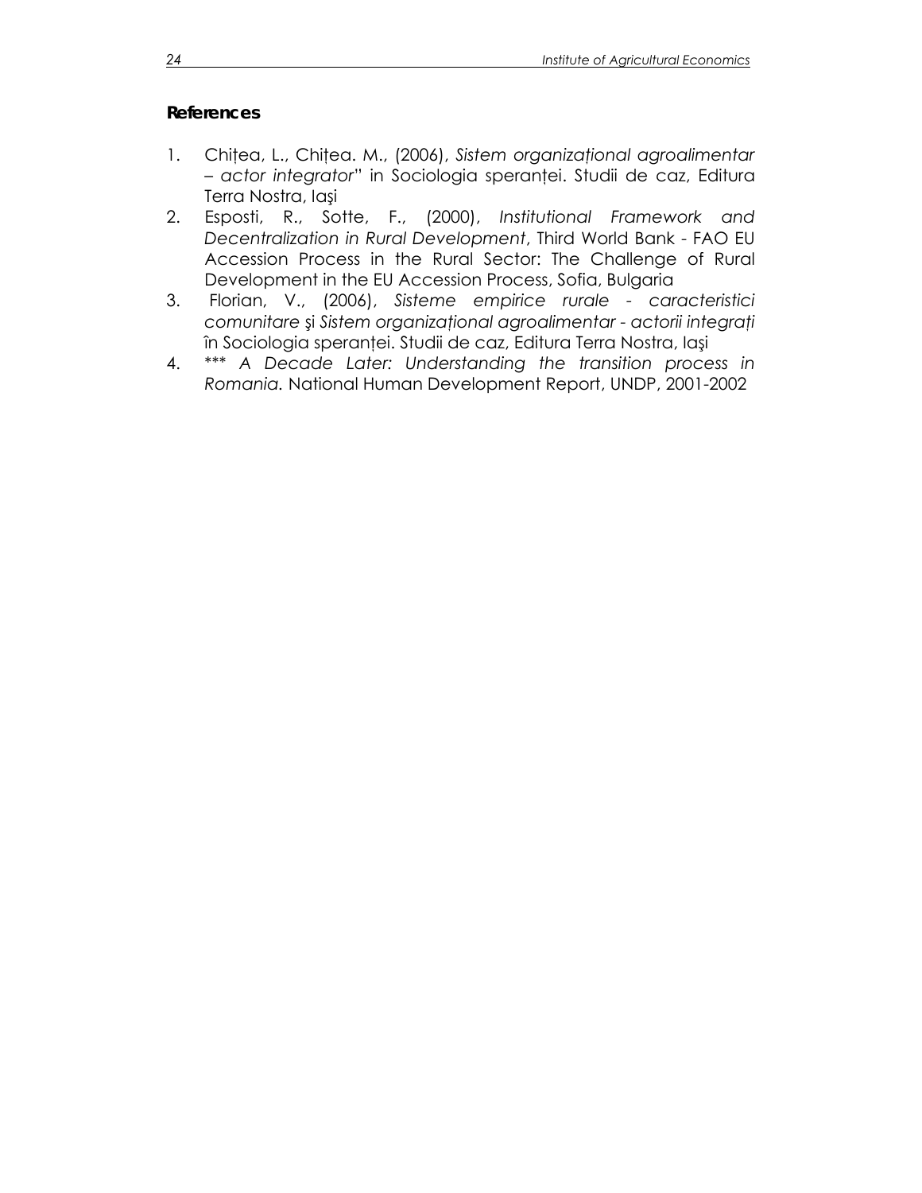**References**

1. Chițea, L., Chițea. M., (2006), *Sistem organizațional agroalimentar – actor integrator*" in Sociologia speranței. Studii de caz, Editura Terra Nostra, Iaşi
2. Esposti, R., Sotte, F., (2000), *Institutional Framework and Decentralization in Rural Development*, Third World Bank - FAO EU Accession Process in the Rural Sector: The Challenge of Rural Development in the EU Accession Process, Sofia, Bulgaria
3. Florian, V., (2006), *Sisteme empirice rurale - caracteristici comunitare* şi *Sistem organizațional agroalimentar - actorii integrați* în Sociologia speranței. Studii de caz, Editura Terra Nostra, Iaşi
4. *\*\*\* A Decade Later: Understanding the transition process in Romania.* National Human Development Report, UNDP, 2001-2002